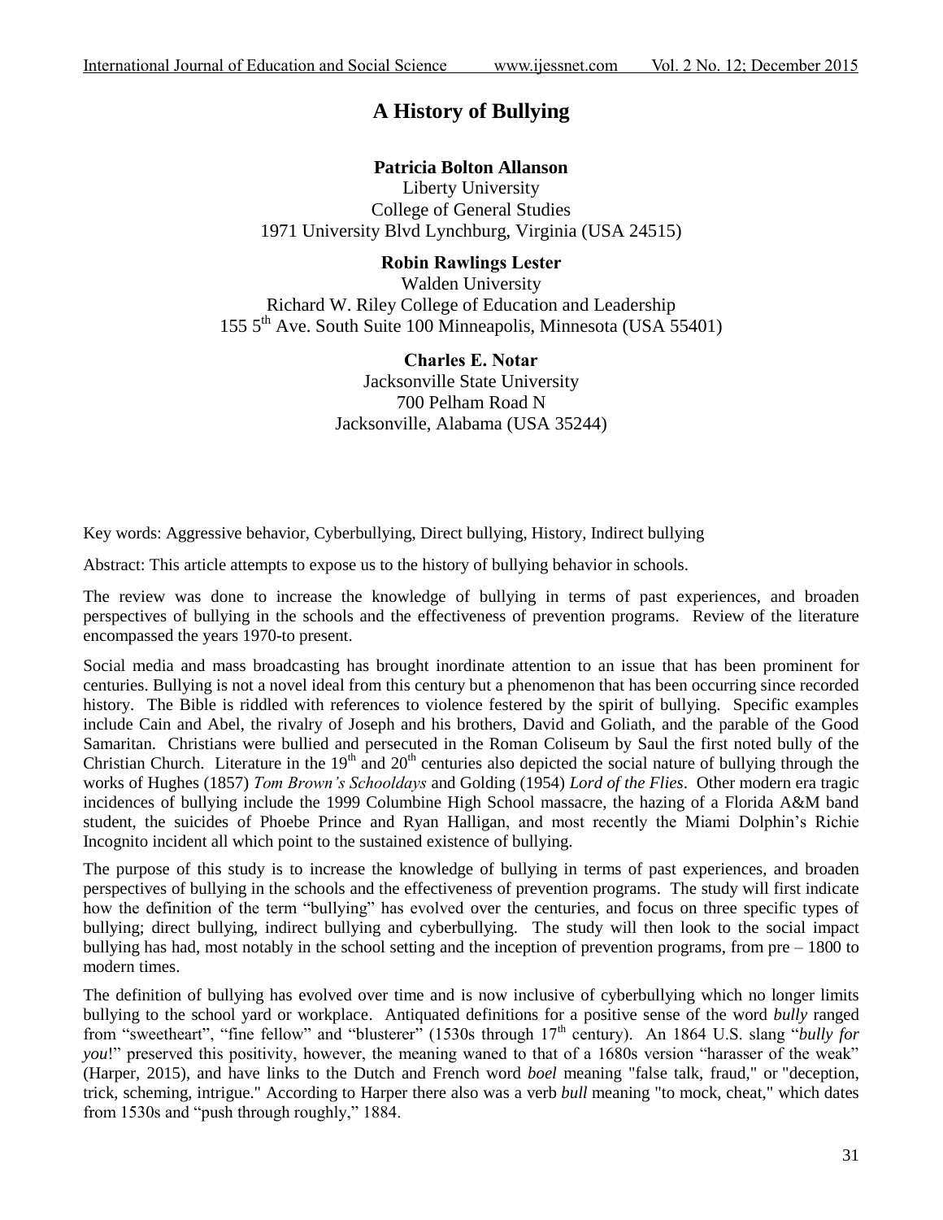# A History of Bullying

**Patricia Bolton Allanson**
Liberty University
College of General Studies
1971 University Blvd Lynchburg, Virginia (USA 24515)

**Robin Rawlings Lester**
Walden University
Richard W. Riley College of Education and Leadership
155 5th Ave. South Suite 100 Minneapolis, Minnesota (USA 55401)

**Charles E. Notar**
Jacksonville State University
700 Pelham Road N
Jacksonville, Alabama (USA 35244)

Key words: Aggressive behavior, Cyberbullying, Direct bullying, History, Indirect bullying

Abstract: This article attempts to expose us to the history of bullying behavior in schools.

The review was done to increase the knowledge of bullying in terms of past experiences, and broaden perspectives of bullying in the schools and the effectiveness of prevention programs. Review of the literature encompassed the years 1970-to present.

Social media and mass broadcasting has brought inordinate attention to an issue that has been prominent for centuries. Bullying is not a novel ideal from this century but a phenomenon that has been occurring since recorded history. The Bible is riddled with references to violence festered by the spirit of bullying. Specific examples include Cain and Abel, the rivalry of Joseph and his brothers, David and Goliath, and the parable of the Good Samaritan. Christians were bullied and persecuted in the Roman Coliseum by Saul the first noted bully of the Christian Church. Literature in the 19th and 20th centuries also depicted the social nature of bullying through the works of Hughes (1857) *Tom Brown's Schooldays* and Golding (1954) *Lord of the Flies*. Other modern era tragic incidences of bullying include the 1999 Columbine High School massacre, the hazing of a Florida A&M band student, the suicides of Phoebe Prince and Ryan Halligan, and most recently the Miami Dolphin's Richie Incognito incident all which point to the sustained existence of bullying.

The purpose of this study is to increase the knowledge of bullying in terms of past experiences, and broaden perspectives of bullying in the schools and the effectiveness of prevention programs. The study will first indicate how the definition of the term "bullying" has evolved over the centuries, and focus on three specific types of bullying; direct bullying, indirect bullying and cyberbullying. The study will then look to the social impact bullying has had, most notably in the school setting and the inception of prevention programs, from pre – 1800 to modern times.

The definition of bullying has evolved over time and is now inclusive of cyberbullying which no longer limits bullying to the school yard or workplace. Antiquated definitions for a positive sense of the word *bully* ranged from "sweetheart", "fine fellow" and "blusterer" (1530s through 17th century). An 1864 U.S. slang "*bully for you*!" preserved this positivity, however, the meaning waned to that of a 1680s version "harasser of the weak" (Harper, 2015), and have links to the Dutch and French word *boel* meaning "false talk, fraud," or "deception, trick, scheming, intrigue." According to Harper there also was a verb *bull* meaning "to mock, cheat," which dates from 1530s and "push through roughly," 1884.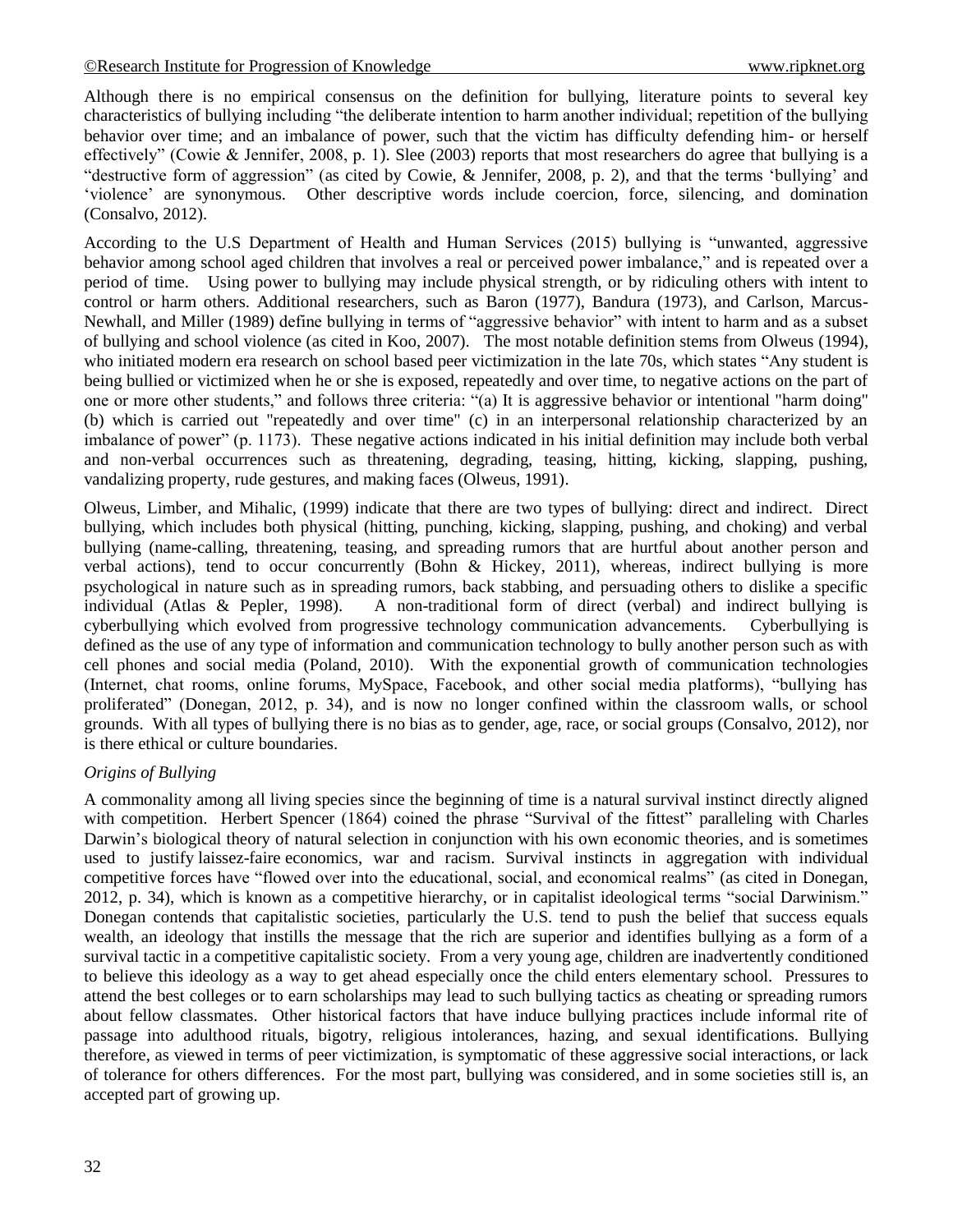Although there is no empirical consensus on the definition for bullying, literature points to several key characteristics of bullying including "the deliberate intention to harm another individual; repetition of the bullying behavior over time; and an imbalance of power, such that the victim has difficulty defending him- or herself effectively" (Cowie & Jennifer, 2008, p. 1). Slee (2003) reports that most researchers do agree that bullying is a "destructive form of aggression" (as cited by Cowie, & Jennifer, 2008, p. 2), and that the terms 'bullying' and 'violence' are synonymous. Other descriptive words include coercion, force, silencing, and domination (Consalvo, 2012).

According to the U.S Department of Health and Human Services (2015) bullying is "unwanted, aggressive behavior among school aged children that involves a real or perceived power imbalance," and is repeated over a period of time. Using power to bullying may include physical strength, or by ridiculing others with intent to control or harm others. Additional researchers, such as Baron (1977), Bandura (1973), and Carlson, Marcus-Newhall, and Miller (1989) define bullying in terms of "aggressive behavior" with intent to harm and as a subset of bullying and school violence (as cited in Koo, 2007). The most notable definition stems from Olweus (1994), who initiated modern era research on school based peer victimization in the late 70s, which states "Any student is being bullied or victimized when he or she is exposed, repeatedly and over time, to negative actions on the part of one or more other students," and follows three criteria: "(a) It is aggressive behavior or intentional "harm doing" (b) which is carried out "repeatedly and over time" (c) in an interpersonal relationship characterized by an imbalance of power" (p. 1173). These negative actions indicated in his initial definition may include both verbal and non-verbal occurrences such as threatening, degrading, teasing, hitting, kicking, slapping, pushing, vandalizing property, rude gestures, and making faces (Olweus, 1991).

Olweus, Limber, and Mihalic, (1999) indicate that there are two types of bullying: direct and indirect. Direct bullying, which includes both physical (hitting, punching, kicking, slapping, pushing, and choking) and verbal bullying (name-calling, threatening, teasing, and spreading rumors that are hurtful about another person and verbal actions), tend to occur concurrently (Bohn & Hickey, 2011), whereas, indirect bullying is more psychological in nature such as in spreading rumors, back stabbing, and persuading others to dislike a specific individual (Atlas & Pepler, 1998). A non-traditional form of direct (verbal) and indirect bullying is cyberbullying which evolved from progressive technology communication advancements. Cyberbullying is defined as the use of any type of information and communication technology to bully another person such as with cell phones and social media (Poland, 2010). With the exponential growth of communication technologies (Internet, chat rooms, online forums, MySpace, Facebook, and other social media platforms), "bullying has proliferated" (Donegan, 2012, p. 34), and is now no longer confined within the classroom walls, or school grounds. With all types of bullying there is no bias as to gender, age, race, or social groups (Consalvo, 2012), nor is there ethical or culture boundaries.

*Origins of Bullying*

A commonality among all living species since the beginning of time is a natural survival instinct directly aligned with competition. Herbert Spencer (1864) coined the phrase "Survival of the fittest" paralleling with Charles Darwin's biological theory of natural selection in conjunction with his own economic theories, and is sometimes used to justify laissez-faire economics, war and racism. Survival instincts in aggregation with individual competitive forces have "flowed over into the educational, social, and economical realms" (as cited in Donegan, 2012, p. 34), which is known as a competitive hierarchy, or in capitalist ideological terms "social Darwinism." Donegan contends that capitalistic societies, particularly the U.S. tend to push the belief that success equals wealth, an ideology that instills the message that the rich are superior and identifies bullying as a form of a survival tactic in a competitive capitalistic society. From a very young age, children are inadvertently conditioned to believe this ideology as a way to get ahead especially once the child enters elementary school. Pressures to attend the best colleges or to earn scholarships may lead to such bullying tactics as cheating or spreading rumors about fellow classmates. Other historical factors that have induce bullying practices include informal rite of passage into adulthood rituals, bigotry, religious intolerances, hazing, and sexual identifications. Bullying therefore, as viewed in terms of peer victimization, is symptomatic of these aggressive social interactions, or lack of tolerance for others differences. For the most part, bullying was considered, and in some societies still is, an accepted part of growing up.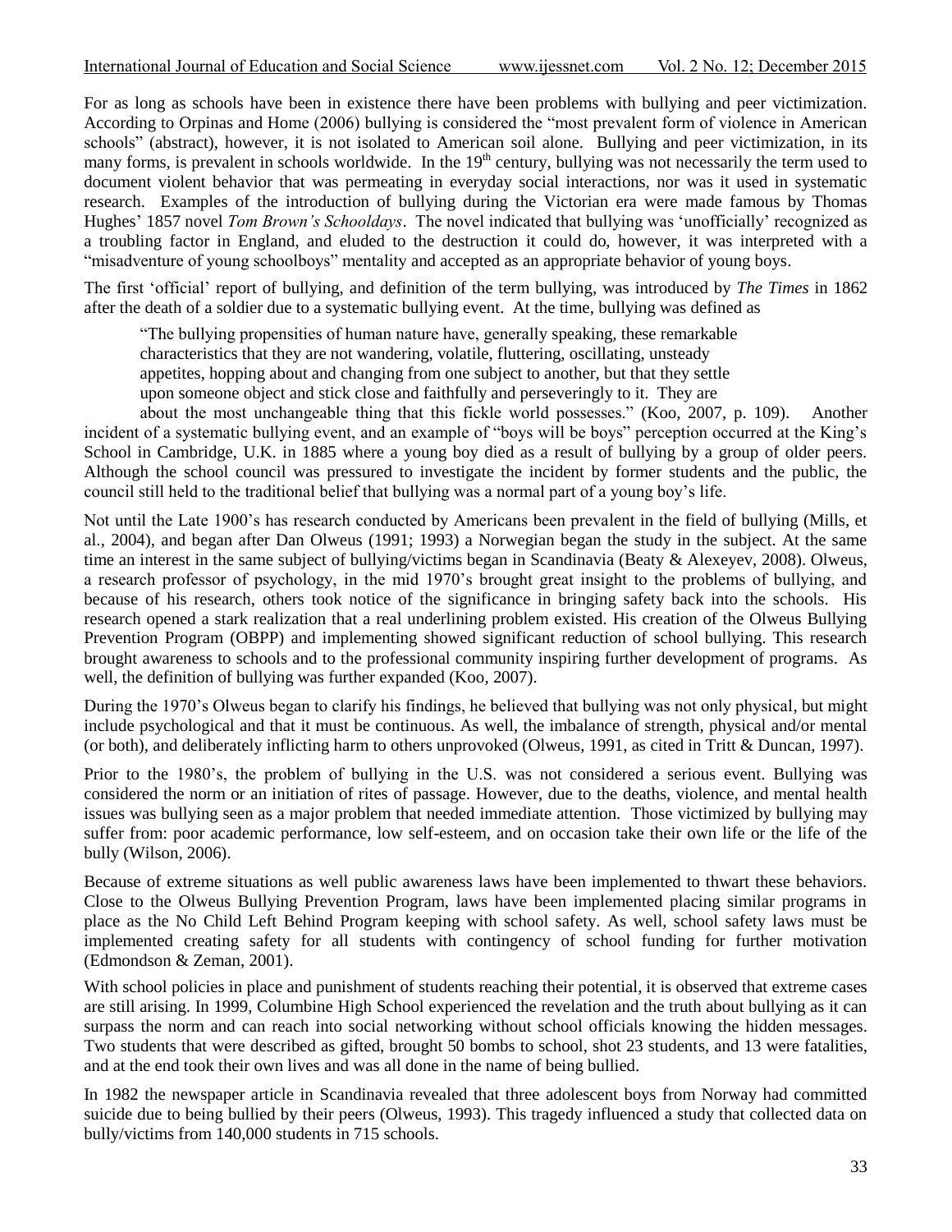For as long as schools have been in existence there have been problems with bullying and peer victimization. According to Orpinas and Home (2006) bullying is considered the "most prevalent form of violence in American schools" (abstract), however, it is not isolated to American soil alone. Bullying and peer victimization, in its many forms, is prevalent in schools worldwide. In the 19th century, bullying was not necessarily the term used to document violent behavior that was permeating in everyday social interactions, nor was it used in systematic research. Examples of the introduction of bullying during the Victorian era were made famous by Thomas Hughes' 1857 novel *Tom Brown's Schooldays*. The novel indicated that bullying was 'unofficially' recognized as a troubling factor in England, and eluded to the destruction it could do, however, it was interpreted with a "misadventure of young schoolboys" mentality and accepted as an appropriate behavior of young boys.

The first 'official' report of bullying, and definition of the term bullying, was introduced by *The Times* in 1862 after the death of a soldier due to a systematic bullying event. At the time, bullying was defined as

> "The bullying propensities of human nature have, generally speaking, these remarkable characteristics that they are not wandering, volatile, fluttering, oscillating, unsteady appetites, hopping about and changing from one subject to another, but that they settle upon someone object and stick close and faithfully and perseveringly to it. They are about the most unchangeable thing that this fickle world possesses." (Koo, 2007, p. 109).

Another incident of a systematic bullying event, and an example of "boys will be boys" perception occurred at the King's School in Cambridge, U.K. in 1885 where a young boy died as a result of bullying by a group of older peers. Although the school council was pressured to investigate the incident by former students and the public, the council still held to the traditional belief that bullying was a normal part of a young boy's life.

Not until the Late 1900's has research conducted by Americans been prevalent in the field of bullying (Mills, et al., 2004), and began after Dan Olweus (1991; 1993) a Norwegian began the study in the subject. At the same time an interest in the same subject of bullying/victims began in Scandinavia (Beaty & Alexeyev, 2008). Olweus, a research professor of psychology, in the mid 1970's brought great insight to the problems of bullying, and because of his research, others took notice of the significance in bringing safety back into the schools. His research opened a stark realization that a real underlining problem existed. His creation of the Olweus Bullying Prevention Program (OBPP) and implementing showed significant reduction of school bullying. This research brought awareness to schools and to the professional community inspiring further development of programs. As well, the definition of bullying was further expanded (Koo, 2007).

During the 1970's Olweus began to clarify his findings, he believed that bullying was not only physical, but might include psychological and that it must be continuous. As well, the imbalance of strength, physical and/or mental (or both), and deliberately inflicting harm to others unprovoked (Olweus, 1991, as cited in Tritt & Duncan, 1997).

Prior to the 1980's, the problem of bullying in the U.S. was not considered a serious event. Bullying was considered the norm or an initiation of rites of passage. However, due to the deaths, violence, and mental health issues was bullying seen as a major problem that needed immediate attention. Those victimized by bullying may suffer from: poor academic performance, low self-esteem, and on occasion take their own life or the life of the bully (Wilson, 2006).

Because of extreme situations as well public awareness laws have been implemented to thwart these behaviors. Close to the Olweus Bullying Prevention Program, laws have been implemented placing similar programs in place as the No Child Left Behind Program keeping with school safety. As well, school safety laws must be implemented creating safety for all students with contingency of school funding for further motivation (Edmondson & Zeman, 2001).

With school policies in place and punishment of students reaching their potential, it is observed that extreme cases are still arising. In 1999, Columbine High School experienced the revelation and the truth about bullying as it can surpass the norm and can reach into social networking without school officials knowing the hidden messages. Two students that were described as gifted, brought 50 bombs to school, shot 23 students, and 13 were fatalities, and at the end took their own lives and was all done in the name of being bullied.

In 1982 the newspaper article in Scandinavia revealed that three adolescent boys from Norway had committed suicide due to being bullied by their peers (Olweus, 1993). This tragedy influenced a study that collected data on bully/victims from 140,000 students in 715 schools.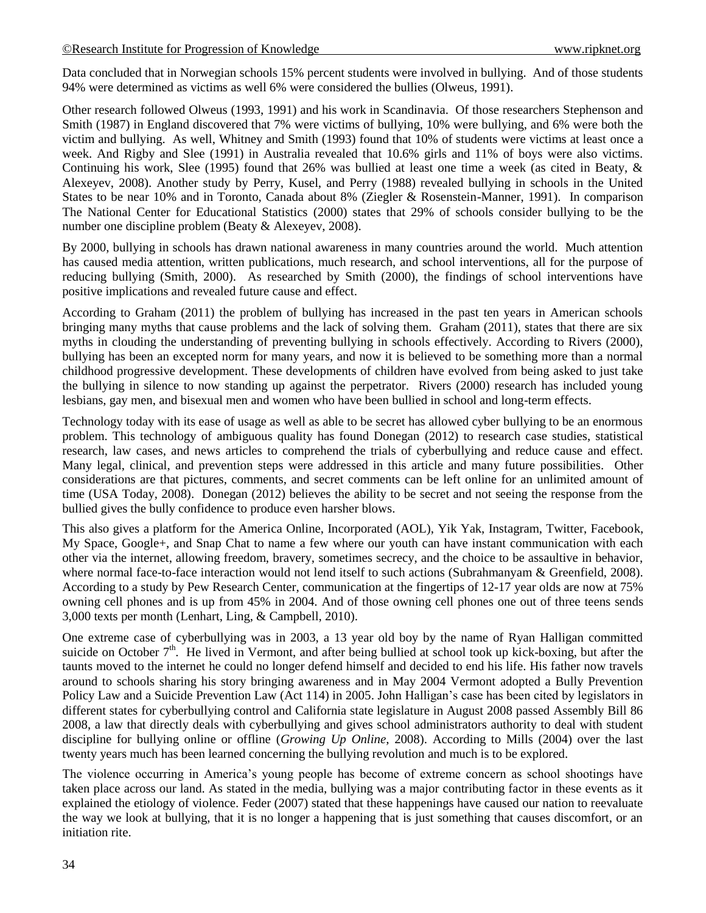Data concluded that in Norwegian schools 15% percent students were involved in bullying. And of those students 94% were determined as victims as well 6% were considered the bullies (Olweus, 1991).

Other research followed Olweus (1993, 1991) and his work in Scandinavia. Of those researchers Stephenson and Smith (1987) in England discovered that 7% were victims of bullying, 10% were bullying, and 6% were both the victim and bullying. As well, Whitney and Smith (1993) found that 10% of students were victims at least once a week. And Rigby and Slee (1991) in Australia revealed that 10.6% girls and 11% of boys were also victims. Continuing his work, Slee (1995) found that 26% was bullied at least one time a week (as cited in Beaty, & Alexeyev, 2008). Another study by Perry, Kusel, and Perry (1988) revealed bullying in schools in the United States to be near 10% and in Toronto, Canada about 8% (Ziegler & Rosenstein-Manner, 1991). In comparison The National Center for Educational Statistics (2000) states that 29% of schools consider bullying to be the number one discipline problem (Beaty & Alexeyev, 2008).

By 2000, bullying in schools has drawn national awareness in many countries around the world. Much attention has caused media attention, written publications, much research, and school interventions, all for the purpose of reducing bullying (Smith, 2000). As researched by Smith (2000), the findings of school interventions have positive implications and revealed future cause and effect.

According to Graham (2011) the problem of bullying has increased in the past ten years in American schools bringing many myths that cause problems and the lack of solving them. Graham (2011), states that there are six myths in clouding the understanding of preventing bullying in schools effectively. According to Rivers (2000), bullying has been an excepted norm for many years, and now it is believed to be something more than a normal childhood progressive development. These developments of children have evolved from being asked to just take the bullying in silence to now standing up against the perpetrator. Rivers (2000) research has included young lesbians, gay men, and bisexual men and women who have been bullied in school and long-term effects.

Technology today with its ease of usage as well as able to be secret has allowed cyber bullying to be an enormous problem. This technology of ambiguous quality has found Donegan (2012) to research case studies, statistical research, law cases, and news articles to comprehend the trials of cyberbullying and reduce cause and effect. Many legal, clinical, and prevention steps were addressed in this article and many future possibilities. Other considerations are that pictures, comments, and secret comments can be left online for an unlimited amount of time (USA Today, 2008). Donegan (2012) believes the ability to be secret and not seeing the response from the bullied gives the bully confidence to produce even harsher blows.

This also gives a platform for the America Online, Incorporated (AOL), Yik Yak, Instagram, Twitter, Facebook, My Space, Google+, and Snap Chat to name a few where our youth can have instant communication with each other via the internet, allowing freedom, bravery, sometimes secrecy, and the choice to be assaultive in behavior, where normal face-to-face interaction would not lend itself to such actions (Subrahmanyam & Greenfield, 2008). According to a study by Pew Research Center, communication at the fingertips of 12-17 year olds are now at 75% owning cell phones and is up from 45% in 2004. And of those owning cell phones one out of three teens sends 3,000 texts per month (Lenhart, Ling, & Campbell, 2010).

One extreme case of cyberbullying was in 2003, a 13 year old boy by the name of Ryan Halligan committed suicide on October 7th. He lived in Vermont, and after being bullied at school took up kick-boxing, but after the taunts moved to the internet he could no longer defend himself and decided to end his life. His father now travels around to schools sharing his story bringing awareness and in May 2004 Vermont adopted a Bully Prevention Policy Law and a Suicide Prevention Law (Act 114) in 2005. John Halligan's case has been cited by legislators in different states for cyberbullying control and California state legislature in August 2008 passed Assembly Bill 86 2008, a law that directly deals with cyberbullying and gives school administrators authority to deal with student discipline for bullying online or offline (*Growing Up Online*, 2008). According to Mills (2004) over the last twenty years much has been learned concerning the bullying revolution and much is to be explored.

The violence occurring in America's young people has become of extreme concern as school shootings have taken place across our land. As stated in the media, bullying was a major contributing factor in these events as it explained the etiology of violence. Feder (2007) stated that these happenings have caused our nation to reevaluate the way we look at bullying, that it is no longer a happening that is just something that causes discomfort, or an initiation rite.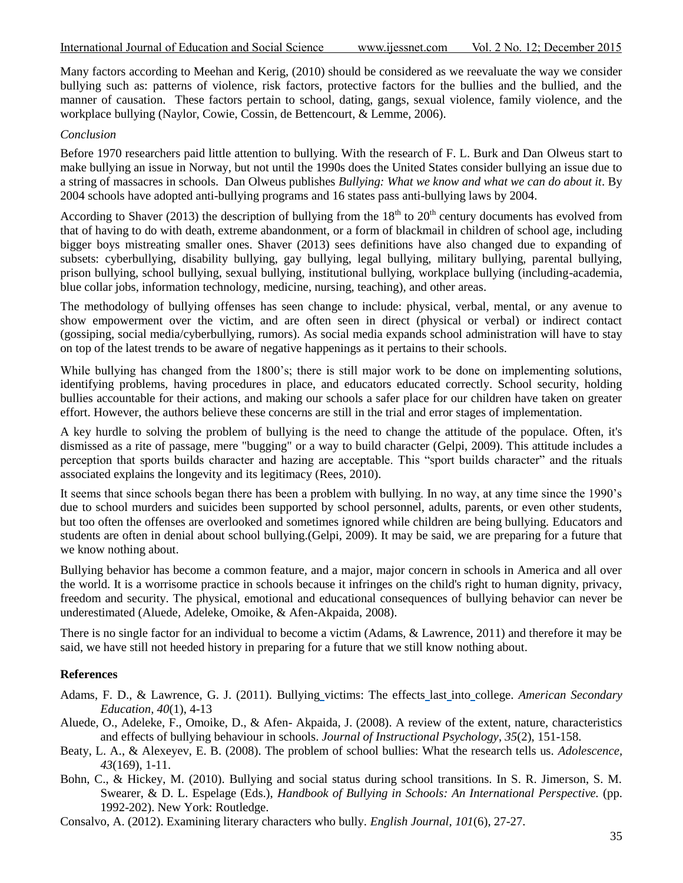Many factors according to Meehan and Kerig, (2010) should be considered as we reevaluate the way we consider bullying such as: patterns of violence, risk factors, protective factors for the bullies and the bullied, and the manner of causation. These factors pertain to school, dating, gangs, sexual violence, family violence, and the workplace bullying (Naylor, Cowie, Cossin, de Bettencourt, & Lemme, 2006).

*Conclusion*

Before 1970 researchers paid little attention to bullying. With the research of F. L. Burk and Dan Olweus start to make bullying an issue in Norway, but not until the 1990s does the United States consider bullying an issue due to a string of massacres in schools. Dan Olweus publishes *Bullying: What we know and what we can do about it*. By 2004 schools have adopted anti-bullying programs and 16 states pass anti-bullying laws by 2004.

According to Shaver (2013) the description of bullying from the 18th to 20th century documents has evolved from that of having to do with death, extreme abandonment, or a form of blackmail in children of school age, including bigger boys mistreating smaller ones. Shaver (2013) sees definitions have also changed due to expanding of subsets: cyberbullying, disability bullying, gay bullying, legal bullying, military bullying, parental bullying, prison bullying, school bullying, sexual bullying, institutional bullying, workplace bullying (including-academia, blue collar jobs, information technology, medicine, nursing, teaching), and other areas.

The methodology of bullying offenses has seen change to include: physical, verbal, mental, or any avenue to show empowerment over the victim, and are often seen in direct (physical or verbal) or indirect contact (gossiping, social media/cyberbullying, rumors). As social media expands school administration will have to stay on top of the latest trends to be aware of negative happenings as it pertains to their schools.

While bullying has changed from the 1800's; there is still major work to be done on implementing solutions, identifying problems, having procedures in place, and educators educated correctly. School security, holding bullies accountable for their actions, and making our schools a safer place for our children have taken on greater effort. However, the authors believe these concerns are still in the trial and error stages of implementation.

A key hurdle to solving the problem of bullying is the need to change the attitude of the populace. Often, it's dismissed as a rite of passage, mere "bugging" or a way to build character (Gelpi, 2009). This attitude includes a perception that sports builds character and hazing are acceptable. This "sport builds character" and the rituals associated explains the longevity and its legitimacy (Rees, 2010).

It seems that since schools began there has been a problem with bullying. In no way, at any time since the 1990's due to school murders and suicides been supported by school personnel, adults, parents, or even other students, but too often the offenses are overlooked and sometimes ignored while children are being bullying. Educators and students are often in denial about school bullying.(Gelpi, 2009). It may be said, we are preparing for a future that we know nothing about.

Bullying behavior has become a common feature, and a major, major concern in schools in America and all over the world. It is a worrisome practice in schools because it infringes on the child's right to human dignity, privacy, freedom and security. The physical, emotional and educational consequences of bullying behavior can never be underestimated (Aluede, Adeleke, Omoike, & Afen-Akpaida, 2008).

There is no single factor for an individual to become a victim (Adams, & Lawrence, 2011) and therefore it may be said, we have still not heeded history in preparing for a future that we still know nothing about.

## References

Adams, F. D., & Lawrence, G. J. (2011). Bullying victims: The effects last into college. *American Secondary Education, 40*(1), 4-13

Aluede, O., Adeleke, F., Omoike, D., & Afen- Akpaida, J. (2008). A review of the extent, nature, characteristics and effects of bullying behaviour in schools. *Journal of Instructional Psychology*, *35*(2), 151-158.

Beaty, L. A., & Alexeyev, E. B. (2008). The problem of school bullies: What the research tells us. *Adolescence, 43*(169), 1-11.

Bohn, C., & Hickey, M. (2010). Bullying and social status during school transitions. In S. R. Jimerson, S. M. Swearer, & D. L. Espelage (Eds.), *Handbook of Bullying in Schools: An International Perspective.* (pp. 1992-202). New York: Routledge.

Consalvo, A. (2012). Examining literary characters who bully. *English Journal, 101*(6), 27-27.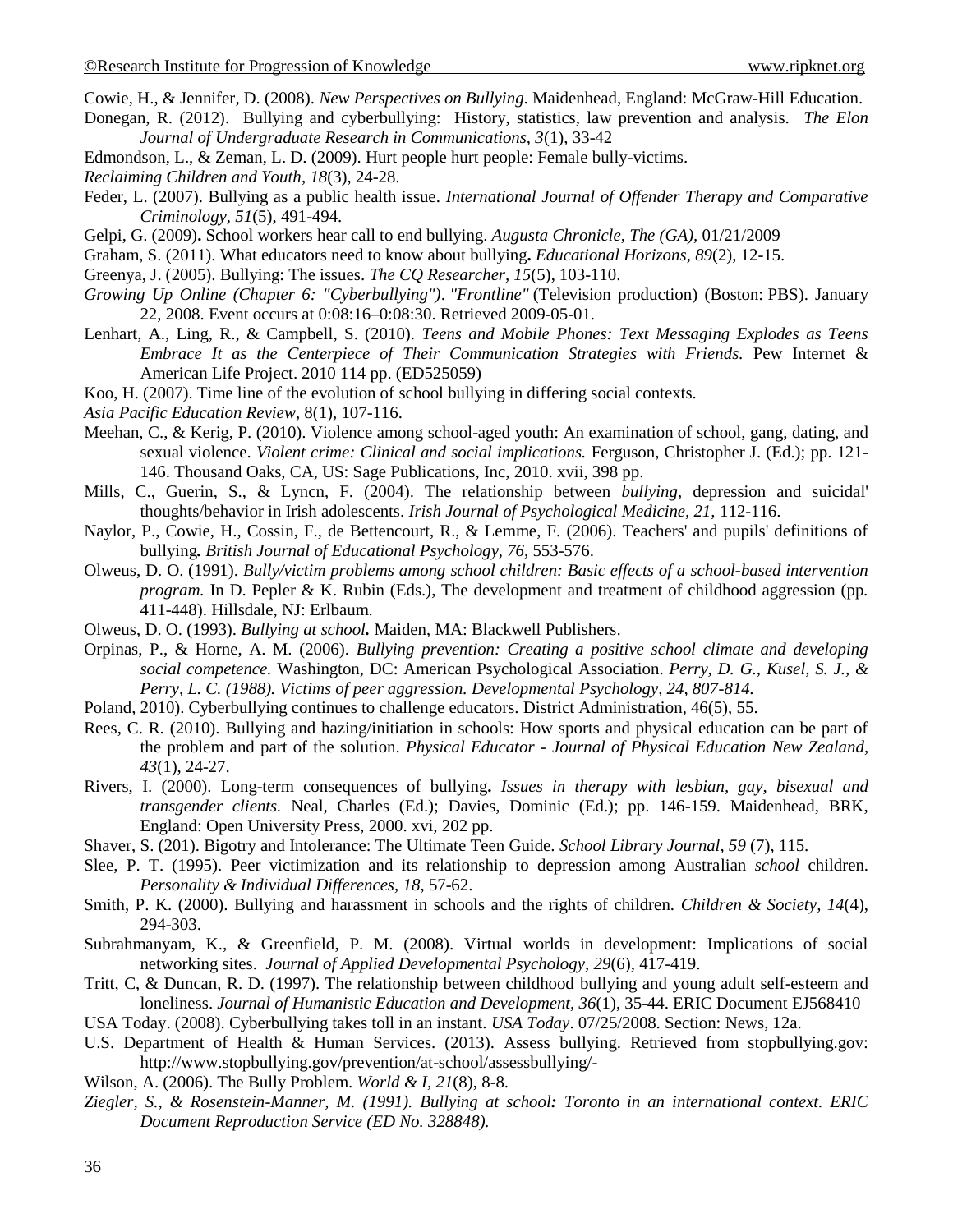Cowie, H., & Jennifer, D. (2008). *New Perspectives on Bullying*. Maidenhead, England: McGraw-Hill Education.

Donegan, R. (2012). Bullying and cyberbullying: History, statistics, law prevention and analysis. *The Elon Journal of Undergraduate Research in Communications, 3*(1), 33-42

Edmondson, L., & Zeman, L. D. (2009). Hurt people hurt people: Female bully-victims.

*Reclaiming Children and Youth, 18*(3), 24-28.

Feder, L. (2007). Bullying as a public health issue. *International Journal of Offender Therapy and Comparative Criminology, 51*(5), 491-494.

Gelpi, G. (2009)**.** School workers hear call to end bullying. *Augusta Chronicle, The (GA),* 01/21/2009

Graham, S. (2011). What educators need to know about bullying**.** *Educational Horizons, 89*(2), 12-15.

Greenya, J. (2005). Bullying: The issues. *The CQ Researcher, 15*(5), 103-110.

*Growing Up Online (Chapter 6: "Cyberbullying"). "Frontline"* (Television production) (Boston: PBS). January 22, 2008. Event occurs at 0:08:16–0:08:30. Retrieved 2009-05-01.

Lenhart, A., Ling, R., & Campbell, S. (2010). *Teens and Mobile Phones: Text Messaging Explodes as Teens Embrace It as the Centerpiece of Their Communication Strategies with Friends.* Pew Internet & American Life Project. 2010 114 pp. (ED525059)

Koo, H. (2007). Time line of the evolution of school bullying in differing social contexts.

*Asia Pacific Education Review*, 8(1), 107-116.

Meehan, C., & Kerig, P. (2010). Violence among school-aged youth: An examination of school, gang, dating, and sexual violence. *Violent crime: Clinical and social implications.* Ferguson, Christopher J. (Ed.); pp. 121-146. Thousand Oaks, CA, US: Sage Publications, Inc, 2010. xvii, 398 pp.

Mills, C., Guerin, S., & Lyncn, F. (2004). The relationship between *bullying*, depression and suicidal' thoughts/behavior in Irish adolescents. *Irish Journal of Psychological Medicine, 21,* 112-116.

Naylor, P., Cowie, H., Cossin, F., de Bettencourt, R., & Lemme, F. (2006). Teachers' and pupils' definitions of bullying**.** *British Journal of Educational Psychology, 76,* 553-576.

Olweus, D. O. (1991). *Bully/victim problems among school children: Basic effects of a school-based intervention program.* In D. Pepler & K. Rubin (Eds.), The development and treatment of childhood aggression (pp. 411-448). Hillsdale, NJ: Erlbaum.

Olweus, D. O. (1993). *Bullying at school***.** Maiden, MA: Blackwell Publishers.

Orpinas, P., & Horne, A. M. (2006). *Bullying prevention: Creating a positive school climate and developing social competence.* Washington, DC: American Psychological Association. *Perry, D. G., Kusel, S. J., & Perry, L. C. (1988). Victims of peer aggression. Developmental Psychology, 24, 807-814.*

Poland, 2010). Cyberbullying continues to challenge educators. District Administration, 46(5), 55.

Rees, C. R. (2010). Bullying and hazing/initiation in schools: How sports and physical education can be part of the problem and part of the solution. *Physical Educator - Journal of Physical Education New Zealand, 43*(1), 24-27.

Rivers, I. (2000). Long-term consequences of bullying**.** *Issues in therapy with lesbian, gay, bisexual and transgender clients.* Neal, Charles (Ed.); Davies, Dominic (Ed.); pp. 146-159. Maidenhead, BRK, England: Open University Press, 2000. xvi, 202 pp.

Shaver, S. (201). Bigotry and Intolerance: The Ultimate Teen Guide. *School Library Journal*, *59* (7), 115.

Slee, P. T. (1995). Peer victimization and its relationship to depression among Australian *school* children. *Personality & Individual Differences, 18*, 57-62.

Smith, P. K. (2000). Bullying and harassment in schools and the rights of children. *Children & Society, 14*(4), 294-303.

Subrahmanyam, K., & Greenfield, P. M. (2008). Virtual worlds in development: Implications of social networking sites. *Journal of Applied Developmental Psychology, 29*(6), 417-419.

Tritt, C, & Duncan, R. D. (1997). The relationship between childhood bullying and young adult self-esteem and loneliness. *Journal of Humanistic Education and Development, 36*(1), 35-44. ERIC Document EJ568410

USA Today. (2008). Cyberbullying takes toll in an instant. *USA Today*. 07/25/2008. Section: News, 12a.

U.S. Department of Health & Human Services. (2013). Assess bullying. Retrieved from stopbullying.gov: http://www.stopbullying.gov/prevention/at-school/assessbullying/-

Wilson, A. (2006). The Bully Problem. *World & I, 21*(8), 8-8.

*Ziegler, S., & Rosenstein-Manner, M. (1991). Bullying at school**:** Toronto in an international context. ERIC Document Reproduction Service (ED No. 328848).*